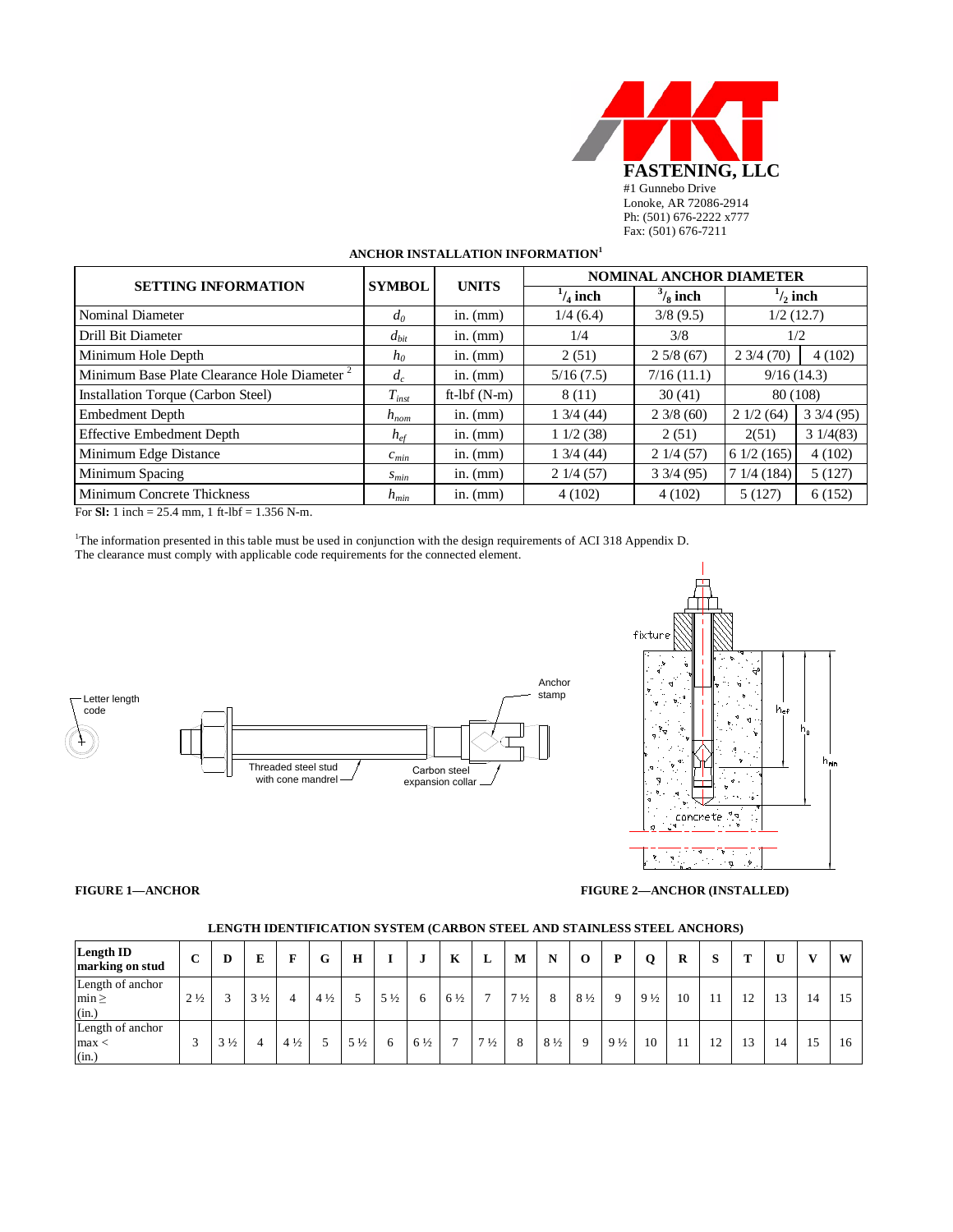**FASTENING, LLC**
#1 Gunnebo Drive
Lonoke, AR 72086-2914
Ph: (501) 676-2222 x777
Fax: (501) 676-7211

**ANCHOR INSTALLATION INFORMATION[1]**

| SETTING INFORMATION | SYMBOL | UNITS | NOMINAL ANCHOR DIAMETER | | | |
|---|---|---|---|---|---|---|
| | | | $^1/_4$ inch | $^3/_8$ inch | $^1/_2$ inch | |
| Nominal Diameter | $d_0$ | in. (mm) | 1/4 (6.4) | 3/8 (9.5) | 1/2 (12.7) | |
| Drill Bit Diameter | $d_{bit}$ | in. (mm) | 1/4 | 3/8 | 1/2 | |
| Minimum Hole Depth | $h_0$ | in. (mm) | 2 (51) | 2 5/8 (67) | 2 3/4 (70) | 4 (102) |
| Minimum Base Plate Clearance Hole Diameter [2] | $d_c$ | in. (mm) | 5/16 (7.5) | 7/16 (11.1) | 9/16 (14.3) | |
| Installation Torque (Carbon Steel) | $T_{inst}$ | ft-lbf (N-m) | 8 (11) | 30 (41) | 80 (108) | |
| Embedment Depth | $h_{nom}$ | in. (mm) | 1 3/4 (44) | 2 3/8 (60) | 2 1/2 (64) | 3 3/4 (95) |
| Effective Embedment Depth | $h_{ef}$ | in. (mm) | 1 1/2 (38) | 2 (51) | 2(51) | 3 1/4(83) |
| Minimum Edge Distance | $c_{min}$ | in. (mm) | 1 3/4 (44) | 2 1/4 (57) | 6 1/2 (165) | 4 (102) |
| Minimum Spacing | $s_{min}$ | in. (mm) | 2 1/4 (57) | 3 3/4 (95) | 7 1/4 (184) | 5 (127) |
| Minimum Concrete Thickness | $h_{min}$ | in. (mm) | 4 (102) | 4 (102) | 5 (127) | 6 (152) |

For **SI:** 1 inch = 25.4 mm, 1 ft-lbf = 1.356 N-m.

[1]The information presented in this table must be used in conjunction with the design requirements of ACI 318 Appendix D.
The clearance must comply with applicable code requirements for the connected element.

Letter length code

Threaded steel stud with cone mandrel

Carbon steel expansion collar

Anchor stamp

fixture

concrete

$h_{ef}$

$h_0$

$h_{min}$

**FIGURE 1—ANCHOR**

**FIGURE 2—ANCHOR (INSTALLED)**

**LENGTH IDENTIFICATION SYSTEM (CARBON STEEL AND STAINLESS STEEL ANCHORS)**

| Length ID marking on stud | C | D | E | F | G | H | I | J | K | L | M | N | O | P | Q | R | S | T | U | V | W |
|---|---|---|---|---|---|---|---|---|---|---|---|---|---|---|---|---|---|---|---|---|---|
| Length of anchor min ≥ (in.) | 2 ½ | 3 | 3 ½ | 4 | 4 ½ | 5 | 5 ½ | 6 | 6 ½ | 7 | 7 ½ | 8 | 8 ½ | 9 | 9 ½ | 10 | 11 | 12 | 13 | 14 | 15 |
| Length of anchor max < (in.) | 3 | 3 ½ | 4 | 4 ½ | 5 | 5 ½ | 6 | 6 ½ | 7 | 7 ½ | 8 | 8 ½ | 9 | 9 ½ | 10 | 11 | 12 | 13 | 14 | 15 | 16 |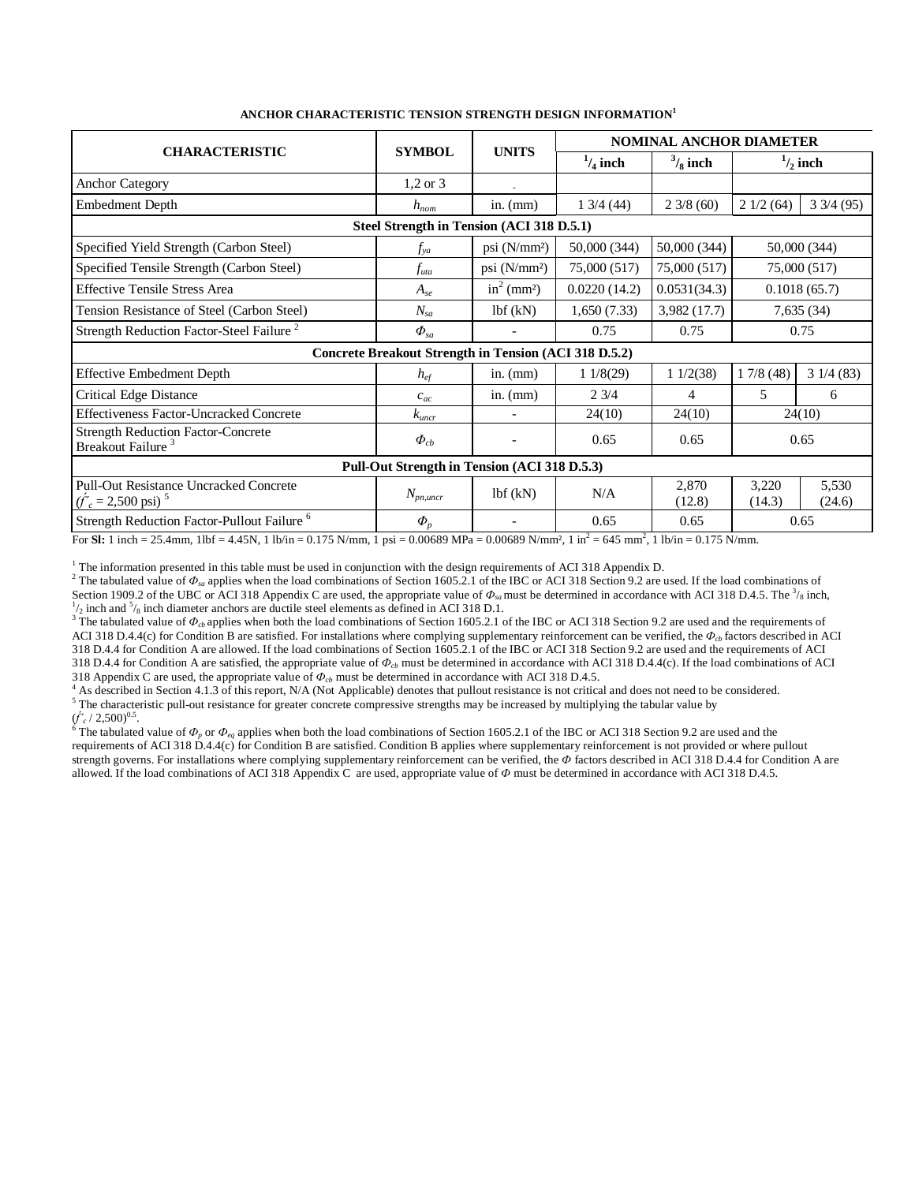**ANCHOR CHARACTERISTIC TENSION STRENGTH DESIGN INFORMATION[1]**

| CHARACTERISTIC | SYMBOL | UNITS | NOMINAL ANCHOR DIAMETER | | | |
|---|---|---|---|---|---|---|
| | | | $^{1}/_{4}$ inch | $^{3}/_{8}$ inch | $^{1}/_{2}$ inch | |
| Anchor Category | 1,2 or 3 | - | | | | |
| Embedment Depth | $h_{nom}$ | in. (mm) | 1 3/4 (44) | 2 3/8 (60) | 2 1/2 (64) | 3 3/4 (95) |
| **Steel Strength in Tension (ACI 318 D.5.1)** | | | | | | |
| Specified Yield Strength (Carbon Steel) | $f_{ya}$ | psi (N/mm²) | 50,000 (344) | 50,000 (344) | 50,000 (344) | |
| Specified Tensile Strength (Carbon Steel) | $f_{uta}$ | psi (N/mm²) | 75,000 (517) | 75,000 (517) | 75,000 (517) | |
| Effective Tensile Stress Area | $A_{se}$ | in² (mm²) | 0.0220 (14.2) | 0.0531(34.3) | 0.1018 (65.7) | |
| Tension Resistance of Steel (Carbon Steel) | $N_{sa}$ | lbf (kN) | 1,650 (7.33) | 3,982 (17.7) | 7,635 (34) | |
| Strength Reduction Factor-Steel Failure [2] | $\Phi_{sa}$ | - | 0.75 | 0.75 | 0.75 | |
| **Concrete Breakout Strength in Tension (ACI 318 D.5.2)** | | | | | | |
| Effective Embedment Depth | $h_{ef}$ | in. (mm) | 1 1/8(29) | 1 1/2(38) | 1 7/8 (48) | 3 1/4 (83) |
| Critical Edge Distance | $c_{ac}$ | in. (mm) | 2 3/4 | 4 | 5 | 6 |
| Effectiveness Factor-Uncracked Concrete | $k_{uncr}$ | - | 24(10) | 24(10) | 24(10) | |
| Strength Reduction Factor-Concrete Breakout Failure [3] | $\Phi_{cb}$ | - | 0.65 | 0.65 | 0.65 | |
| **Pull-Out Strength in Tension (ACI 318 D.5.3)** | | | | | | |
| Pull-Out Resistance Uncracked Concrete ($f'_c$ = 2,500 psi) [5] | $N_{pn,uncr}$ | lbf (kN) | N/A | 2,870 (12.8) | 3,220 (14.3) | 5,530 (24.6) |
| Strength Reduction Factor-Pullout Failure [6] | $\Phi_p$ | - | 0.65 | 0.65 | 0.65 | |

For **SI:** 1 inch = 25.4mm, 1lbf = 4.45N, 1 lb/in = 0.175 N/mm, 1 psi = 0.00689 MPa = 0.00689 N/mm², 1 in² = 645 mm², 1 lb/in = 0.175 N/mm.

[1] The information presented in this table must be used in conjunction with the design requirements of ACI 318 Appendix D.
[2] The tabulated value of $\Phi_{sa}$ applies when the load combinations of Section 1605.2.1 of the IBC or ACI 318 Section 9.2 are used. If the load combinations of Section 1909.2 of the UBC or ACI 318 Appendix C are used, the appropriate value of $\Phi_{sa}$ must be determined in accordance with ACI 318 D.4.5. The $^{3}/_{8}$ inch, $^{1}/_{2}$ inch and $^{5}/_{8}$ inch diameter anchors are ductile steel elements as defined in ACI 318 D.1.
[3] The tabulated value of $\Phi_{cb}$ applies when both the load combinations of Section 1605.2.1 of the IBC or ACI 318 Section 9.2 are used and the requirements of ACI 318 D.4.4(c) for Condition B are satisfied. For installations where complying supplementary reinforcement can be verified, the $\Phi_{cb}$ factors described in ACI 318 D.4.4 for Condition A are allowed. If the load combinations of Section 1605.2.1 of the IBC or ACI 318 Section 9.2 are used and the requirements of ACI 318 D.4.4 for Condition A are satisfied, the appropriate value of $\Phi_{cb}$ must be determined in accordance with ACI 318 D.4.4(c). If the load combinations of ACI 318 Appendix C are used, the appropriate value of $\Phi_{cb}$ must be determined in accordance with ACI 318 D.4.5.
[4] As described in Section 4.1.3 of this report, N/A (Not Applicable) denotes that pullout resistance is not critical and does not need to be considered.
[5] The characteristic pull-out resistance for greater concrete compressive strengths may be increased by multiplying the tabular value by $(f'_c / 2{,}500)^{0.5}$.
[6] The tabulated value of $\Phi_p$ or $\Phi_{eq}$ applies when both the load combinations of Section 1605.2.1 of the IBC or ACI 318 Section 9.2 are used and the requirements of ACI 318 D.4.4(c) for Condition B are satisfied. Condition B applies where supplementary reinforcement is not provided or where pullout strength governs. For installations where complying supplementary reinforcement can be verified, the $\Phi$ factors described in ACI 318 D.4.4 for Condition A are allowed. If the load combinations of ACI 318 Appendix C are used, appropriate value of $\Phi$ must be determined in accordance with ACI 318 D.4.5.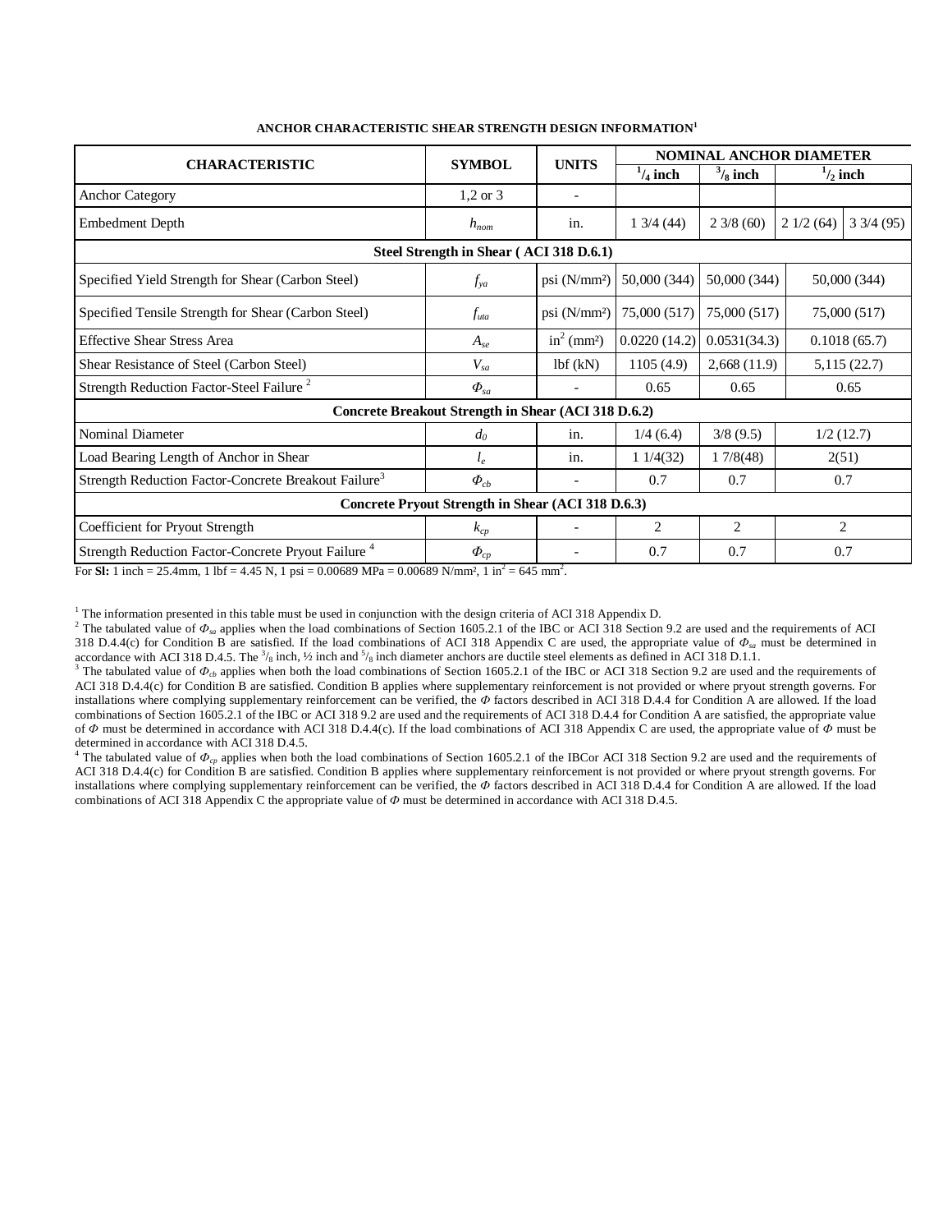**ANCHOR CHARACTERISTIC SHEAR STRENGTH DESIGN INFORMATION[1]**

| CHARACTERISTIC | SYMBOL | UNITS | NOMINAL ANCHOR DIAMETER | | | |
|---|---|---|---|---|---|---|
| | | | $^1/_4$ inch | $^3/_8$ inch | $^1/_2$ inch | |
| Anchor Category | 1,2 or 3 | - | | | | |
| Embedment Depth | $h_{nom}$ | in. | 1 3/4 (44) | 2 3/8 (60) | 2 1/2 (64) | 3 3/4 (95) |
| **Steel Strength in Shear ( ACI 318 D.6.1)** | | | | | | |
| Specified Yield Strength for Shear (Carbon Steel) | $f_{ya}$ | psi (N/mm²) | 50,000 (344) | 50,000 (344) | 50,000 (344) | |
| Specified Tensile Strength for Shear (Carbon Steel) | $f_{uta}$ | psi (N/mm²) | 75,000 (517) | 75,000 (517) | 75,000 (517) | |
| Effective Shear Stress Area | $A_{se}$ | in$^2$ (mm²) | 0.0220 (14.2) | 0.0531(34.3) | 0.1018 (65.7) | |
| Shear Resistance of Steel (Carbon Steel) | $V_{sa}$ | lbf (kN) | 1105 (4.9) | 2,668 (11.9) | 5,115 (22.7) | |
| Strength Reduction Factor-Steel Failure [2] | $\Phi_{sa}$ | - | 0.65 | 0.65 | 0.65 | |
| **Concrete Breakout Strength in Shear (ACI 318 D.6.2)** | | | | | | |
| Nominal Diameter | $d_0$ | in. | 1/4 (6.4) | 3/8 (9.5) | 1/2 (12.7) | |
| Load Bearing Length of Anchor in Shear | $l_e$ | in. | 1 1/4(32) | 1 7/8(48) | 2(51) | |
| Strength Reduction Factor-Concrete Breakout Failure[3] | $\Phi_{cb}$ | - | 0.7 | 0.7 | 0.7 | |
| **Concrete Pryout Strength in Shear (ACI 318 D.6.3)** | | | | | | |
| Coefficient for Pryout Strength | $k_{cp}$ | - | 2 | 2 | 2 | |
| Strength Reduction Factor-Concrete Pryout Failure [4] | $\Phi_{cp}$ | - | 0.7 | 0.7 | 0.7 | |

For **SI:** 1 inch = 25.4mm, 1 lbf = 4.45 N, 1 psi = 0.00689 MPa = 0.00689 N/mm², 1 in$^2$ = 645 mm$^2$.

[1] The information presented in this table must be used in conjunction with the design criteria of ACI 318 Appendix D.

[2] The tabulated value of $\Phi_{sa}$ applies when the load combinations of Section 1605.2.1 of the IBC or ACI 318 Section 9.2 are used and the requirements of ACI 318 D.4.4(c) for Condition B are satisfied. If the load combinations of ACI 318 Appendix C are used, the appropriate value of $\Phi_{sa}$ must be determined in accordance with ACI 318 D.4.5. The $^3/_8$ inch, ½ inch and $^5/_8$ inch diameter anchors are ductile steel elements as defined in ACI 318 D.1.1.

[3] The tabulated value of $\Phi_{cb}$ applies when both the load combinations of Section 1605.2.1 of the IBC or ACI 318 Section 9.2 are used and the requirements of ACI 318 D.4.4(c) for Condition B are satisfied. Condition B applies where supplementary reinforcement is not provided or where pryout strength governs. For installations where complying supplementary reinforcement can be verified, the $\Phi$ factors described in ACI 318 D.4.4 for Condition A are allowed. If the load combinations of Section 1605.2.1 of the IBC or ACI 318 9.2 are used and the requirements of ACI 318 D.4.4 for Condition A are satisfied, the appropriate value of $\Phi$ must be determined in accordance with ACI 318 D.4.4(c). If the load combinations of ACI 318 Appendix C are used, the appropriate value of $\Phi$ must be determined in accordance with ACI 318 D.4.5.

[4] The tabulated value of $\Phi_{cp}$ applies when both the load combinations of Section 1605.2.1 of the IBCor ACI 318 Section 9.2 are used and the requirements of ACI 318 D.4.4(c) for Condition B are satisfied. Condition B applies where supplementary reinforcement is not provided or where pryout strength governs. For installations where complying supplementary reinforcement can be verified, the $\Phi$ factors described in ACI 318 D.4.4 for Condition A are allowed. If the load combinations of ACI 318 Appendix C the appropriate value of $\Phi$ must be determined in accordance with ACI 318 D.4.5.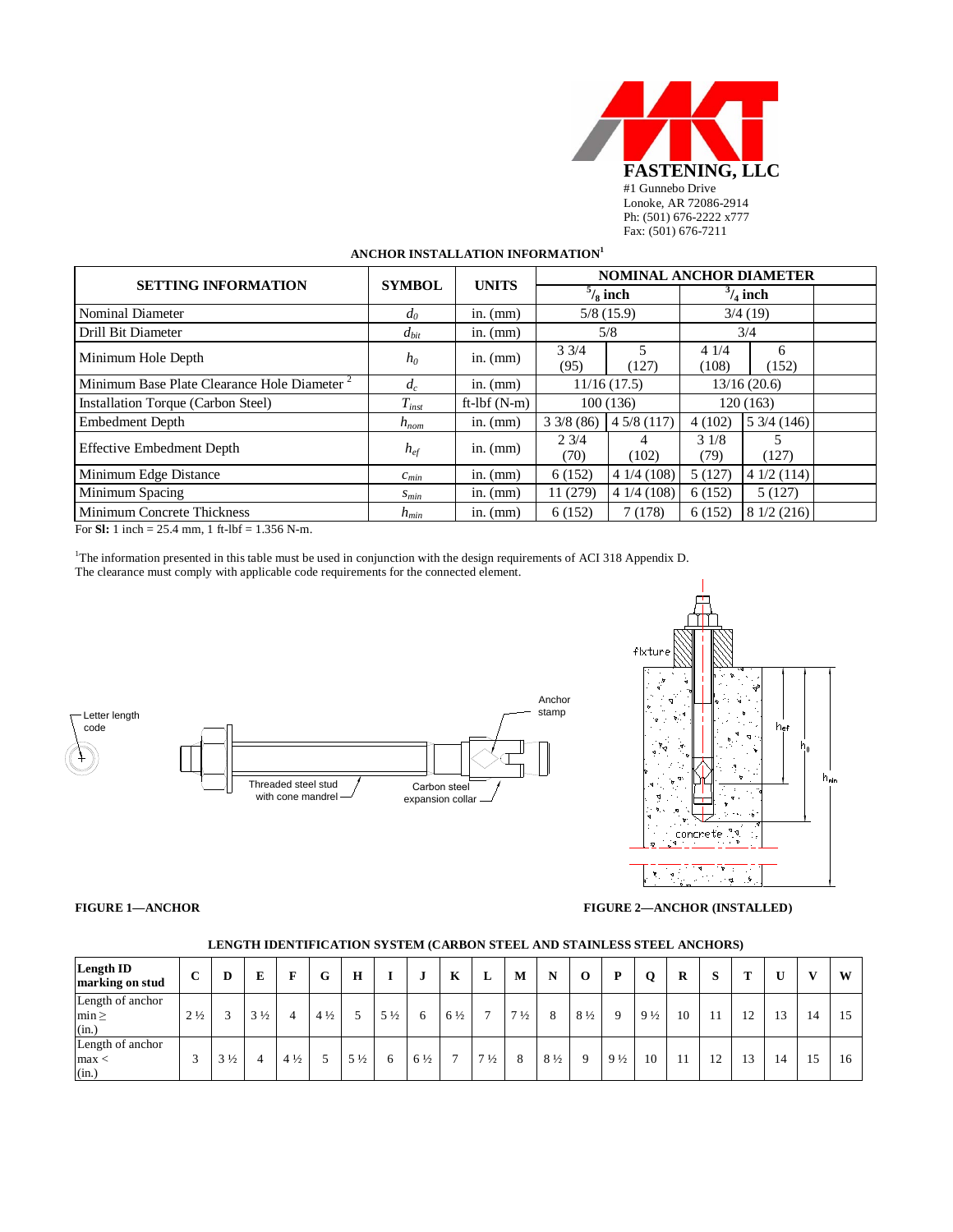**MKT FASTENING, LLC**
#1 Gunnebo Drive
Lonoke, AR 72086-2914
Ph: (501) 676-2222 x777
Fax: (501) 676-7211

### ANCHOR INSTALLATION INFORMATION[1]

| SETTING INFORMATION | SYMBOL | UNITS | NOMINAL ANCHOR DIAMETER | | | |
|---|---|---|---|---|---|---|
| | | | $^{5}/_{8}$ inch | | $^{3}/_{4}$ inch | |
| Nominal Diameter | $d_0$ | in. (mm) | 5/8 (15.9) | | 3/4 (19) | |
| Drill Bit Diameter | $d_{bit}$ | in. (mm) | 5/8 | | 3/4 | |
| Minimum Hole Depth | $h_0$ | in. (mm) | 3 3/4 (95) | 5 (127) | 4 1/4 (108) | 6 (152) |
| Minimum Base Plate Clearance Hole Diameter [2] | $d_c$ | in. (mm) | 11/16 (17.5) | | 13/16 (20.6) | |
| Installation Torque (Carbon Steel) | $T_{inst}$ | ft-lbf (N-m) | 100 (136) | | 120 (163) | |
| Embedment Depth | $h_{nom}$ | in. (mm) | 3 3/8 (86) | 4 5/8 (117) | 4 (102) | 5 3/4 (146) |
| Effective Embedment Depth | $h_{ef}$ | in. (mm) | 2 3/4 (70) | 4 (102) | 3 1/8 (79) | 5 (127) |
| Minimum Edge Distance | $c_{min}$ | in. (mm) | 6 (152) | 4 1/4 (108) | 5 (127) | 4 1/2 (114) |
| Minimum Spacing | $s_{min}$ | in. (mm) | 11 (279) | 4 1/4 (108) | 6 (152) | 5 (127) |
| Minimum Concrete Thickness | $h_{min}$ | in. (mm) | 6 (152) | 7 (178) | 6 (152) | 8 1/2 (216) |

For **SI:** 1 inch = 25.4 mm, 1 ft-lbf = 1.356 N-m.

[1]The information presented in this table must be used in conjunction with the design requirements of ACI 318 Appendix D.
The clearance must comply with applicable code requirements for the connected element.

**FIGURE 1—ANCHOR**

**FIGURE 2—ANCHOR (INSTALLED)**

### LENGTH IDENTIFICATION SYSTEM (CARBON STEEL AND STAINLESS STEEL ANCHORS)

| Length ID marking on stud | C | D | E | F | G | H | I | J | K | L | M | N | O | P | Q | R | S | T | U | V | W |
|---|---|---|---|---|---|---|---|---|---|---|---|---|---|---|---|---|---|---|---|---|---|
| Length of anchor min ≥ (in.) | 2 ½ | 3 | 3 ½ | 4 | 4 ½ | 5 | 5 ½ | 6 | 6 ½ | 7 | 7 ½ | 8 | 8 ½ | 9 | 9 ½ | 10 | 11 | 12 | 13 | 14 | 15 |
| Length of anchor max < (in.) | 3 | 3 ½ | 4 | 4 ½ | 5 | 5 ½ | 6 | 6 ½ | 7 | 7 ½ | 8 | 8 ½ | 9 | 9 ½ | 10 | 11 | 12 | 13 | 14 | 15 | 16 |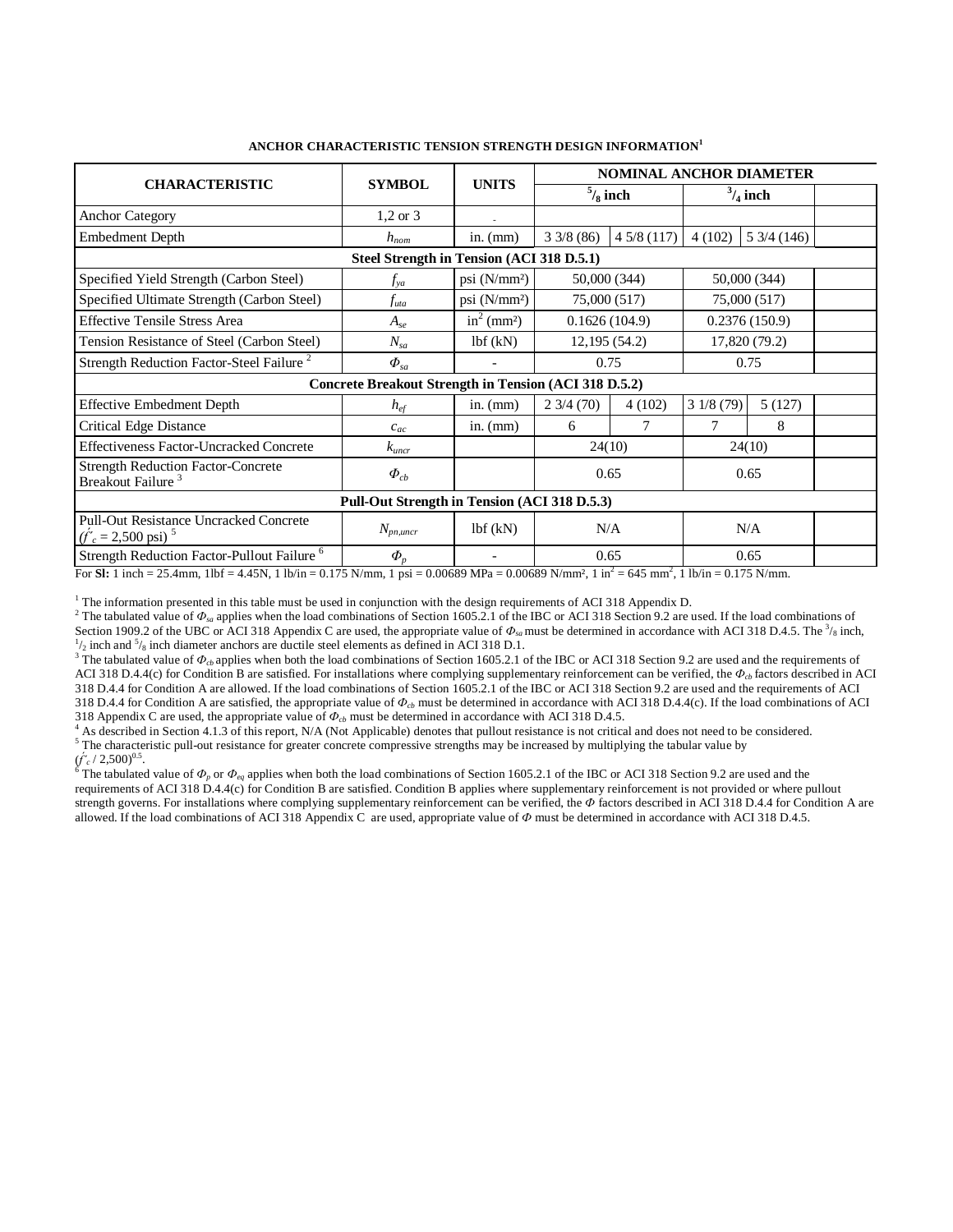**ANCHOR CHARACTERISTIC TENSION STRENGTH DESIGN INFORMATION**[1]

| CHARACTERISTIC | SYMBOL | UNITS | NOMINAL ANCHOR DIAMETER | | | | |
|---|---|---|---|---|---|---|---|
| | | | $^5/_8$ inch | | $^3/_4$ inch | | |
| Anchor Category | 1,2 or 3 | - | | | | | |
| Embedment Depth | $h_{nom}$ | in. (mm) | 3 3/8 (86) | 4 5/8 (117) | 4 (102) | 5 3/4 (146) | |
| **Steel Strength in Tension (ACI 318 D.5.1)** | | | | | | | |
| Specified Yield Strength (Carbon Steel) | $f_{ya}$ | psi (N/mm²) | 50,000 (344) | | 50,000 (344) | | |
| Specified Ultimate Strength (Carbon Steel) | $f_{uta}$ | psi (N/mm²) | 75,000 (517) | | 75,000 (517) | | |
| Effective Tensile Stress Area | $A_{se}$ | in² (mm²) | 0.1626 (104.9) | | 0.2376 (150.9) | | |
| Tension Resistance of Steel (Carbon Steel) | $N_{sa}$ | lbf (kN) | 12,195 (54.2) | | 17,820 (79.2) | | |
| Strength Reduction Factor-Steel Failure [2] | $\Phi_{sa}$ | - | 0.75 | | 0.75 | | |
| **Concrete Breakout Strength in Tension (ACI 318 D.5.2)** | | | | | | | |
| Effective Embedment Depth | $h_{ef}$ | in. (mm) | 2 3/4 (70) | 4 (102) | 3 1/8 (79) | 5 (127) | |
| Critical Edge Distance | $c_{ac}$ | in. (mm) | 6 | 7 | 7 | 8 | |
| Effectiveness Factor-Uncracked Concrete | $k_{uncr}$ | | 24(10) | | 24(10) | | |
| Strength Reduction Factor-Concrete Breakout Failure [3] | $\Phi_{cb}$ | | 0.65 | | 0.65 | | |
| **Pull-Out Strength in Tension (ACI 318 D.5.3)** | | | | | | | |
| Pull-Out Resistance Uncracked Concrete ($f'_c$ = 2,500 psi) [5] | $N_{pn,uncr}$ | lbf (kN) | N/A | | N/A | | |
| Strength Reduction Factor-Pullout Failure [6] | $\Phi_p$ | - | 0.65 | | 0.65 | | |

For **SI:** 1 inch = 25.4mm, 1lbf = 4.45N, 1 lb/in = 0.175 N/mm, 1 psi = 0.00689 MPa = 0.00689 N/mm², 1 in² = 645 mm², 1 lb/in = 0.175 N/mm.

[1] The information presented in this table must be used in conjunction with the design requirements of ACI 318 Appendix D.

[2] The tabulated value of $\Phi_{sa}$ applies when the load combinations of Section 1605.2.1 of the IBC or ACI 318 Section 9.2 are used. If the load combinations of Section 1909.2 of the UBC or ACI 318 Appendix C are used, the appropriate value of $\Phi_{sa}$ must be determined in accordance with ACI 318 D.4.5. The $^3/_8$ inch, $^1/_2$ inch and $^5/_8$ inch diameter anchors are ductile steel elements as defined in ACI 318 D.1.

[3] The tabulated value of $\Phi_{cb}$ applies when both the load combinations of Section 1605.2.1 of the IBC or ACI 318 Section 9.2 are used and the requirements of ACI 318 D.4.4(c) for Condition B are satisfied. For installations where complying supplementary reinforcement can be verified, the $\Phi_{cb}$ factors described in ACI 318 D.4.4 for Condition A are allowed. If the load combinations of Section 1605.2.1 of the IBC or ACI 318 Section 9.2 are used and the requirements of ACI 318 D.4.4 for Condition A are satisfied, the appropriate value of $\Phi_{cb}$ must be determined in accordance with ACI 318 D.4.4(c). If the load combinations of ACI 318 Appendix C are used, the appropriate value of $\Phi_{cb}$ must be determined in accordance with ACI 318 D.4.5.

[4] As described in Section 4.1.3 of this report, N/A (Not Applicable) denotes that pullout resistance is not critical and does not need to be considered.

[5] The characteristic pull-out resistance for greater concrete compressive strengths may be increased by multiplying the tabular value by $(f'_c / 2{,}500)^{0.5}$.

[6] The tabulated value of $\Phi_p$ or $\Phi_{eq}$ applies when both the load combinations of Section 1605.2.1 of the IBC or ACI 318 Section 9.2 are used and the requirements of ACI 318 D.4.4(c) for Condition B are satisfied. Condition B applies where supplementary reinforcement is not provided or where pullout strength governs. For installations where complying supplementary reinforcement can be verified, the $\Phi$ factors described in ACI 318 D.4.4 for Condition A are allowed. If the load combinations of ACI 318 Appendix C are used, appropriate value of $\Phi$ must be determined in accordance with ACI 318 D.4.5.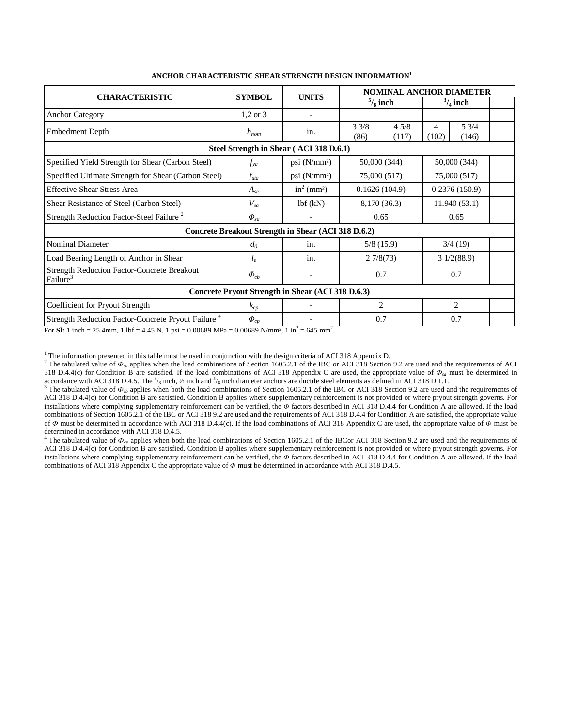### ANCHOR CHARACTERISTIC SHEAR STRENGTH DESIGN INFORMATION[1]

| CHARACTERISTIC | SYMBOL | UNITS | NOMINAL ANCHOR DIAMETER | | | | |
|---|---|---|---|---|---|---|---|
| | | | $^5/_8$ inch | | $^3/_4$ inch | | |
| Anchor Category | 1,2 or 3 | - | | | | | |
| Embedment Depth | $h_{nom}$ | in. | 3 3/8 (86) | 4 5/8 (117) | 4 (102) | 5 3/4 (146) | |
| **Steel Strength in Shear ( ACI 318 D.6.1)** | | | | | | | |
| Specified Yield Strength for Shear (Carbon Steel) | $f_{ya}$ | psi (N/mm²) | 50,000 (344) | | 50,000 (344) | | |
| Specified Ultimate Strength for Shear (Carbon Steel) | $f_{uta}$ | psi (N/mm²) | 75,000 (517) | | 75,000 (517) | | |
| Effective Shear Stress Area | $A_{se}$ | in² (mm²) | 0.1626 (104.9) | | 0.2376 (150.9) | | |
| Shear Resistance of Steel (Carbon Steel) | $V_{sa}$ | lbf (kN) | 8,170 (36.3) | | 11.940 (53.1) | | |
| Strength Reduction Factor-Steel Failure [2] | $\Phi_{sa}$ | - | 0.65 | | 0.65 | | |
| **Concrete Breakout Strength in Shear (ACI 318 D.6.2)** | | | | | | | |
| Nominal Diameter | $d_0$ | in. | 5/8 (15.9) | | 3/4 (19) | | |
| Load Bearing Length of Anchor in Shear | $l_e$ | in. | 2 7/8(73) | | 3 1/2(88.9) | | |
| Strength Reduction Factor-Concrete Breakout Failure[3] | $\Phi_{cb}$ | - | 0.7 | | 0.7 | | |
| **Concrete Pryout Strength in Shear (ACI 318 D.6.3)** | | | | | | | |
| Coefficient for Pryout Strength | $k_{cp}$ | - | 2 | | 2 | | |
| Strength Reduction Factor-Concrete Pryout Failure [4] | $\Phi_{cp}$ | - | 0.7 | | 0.7 | | |

For **SI:** 1 inch = 25.4mm, 1 lbf = 4.45 N, 1 psi = 0.00689 MPa = 0.00689 N/mm², 1 in² = 645 mm².

[1] The information presented in this table must be used in conjunction with the design criteria of ACI 318 Appendix D.

[2] The tabulated value of $\Phi_{sa}$ applies when the load combinations of Section 1605.2.1 of the IBC or ACI 318 Section 9.2 are used and the requirements of ACI 318 D.4.4(c) for Condition B are satisfied. If the load combinations of ACI 318 Appendix C are used, the appropriate value of $\Phi_{sa}$ must be determined in accordance with ACI 318 D.4.5. The $^3/_8$ inch, ½ inch and $^5/_8$ inch diameter anchors are ductile steel elements as defined in ACI 318 D.1.1.

[3] The tabulated value of $\Phi_{cb}$ applies when both the load combinations of Section 1605.2.1 of the IBC or ACI 318 Section 9.2 are used and the requirements of ACI 318 D.4.4(c) for Condition B are satisfied. Condition B applies where supplementary reinforcement is not provided or where pryout strength governs. For installations where complying supplementary reinforcement can be verified, the $\Phi$ factors described in ACI 318 D.4.4 for Condition A are allowed. If the load combinations of Section 1605.2.1 of the IBC or ACI 318 9.2 are used and the requirements of ACI 318 D.4.4 for Condition A are satisfied, the appropriate value of $\Phi$ must be determined in accordance with ACI 318 D.4.4(c). If the load combinations of ACI 318 Appendix C are used, the appropriate value of $\Phi$ must be determined in accordance with ACI 318 D.4.5.

[4] The tabulated value of $\Phi_{cp}$ applies when both the load combinations of Section 1605.2.1 of the IBCor ACI 318 Section 9.2 are used and the requirements of ACI 318 D.4.4(c) for Condition B are satisfied. Condition B applies where supplementary reinforcement is not provided or where pryout strength governs. For installations where complying supplementary reinforcement can be verified, the $\Phi$ factors described in ACI 318 D.4.4 for Condition A are allowed. If the load combinations of ACI 318 Appendix C the appropriate value of $\Phi$ must be determined in accordance with ACI 318 D.4.5.